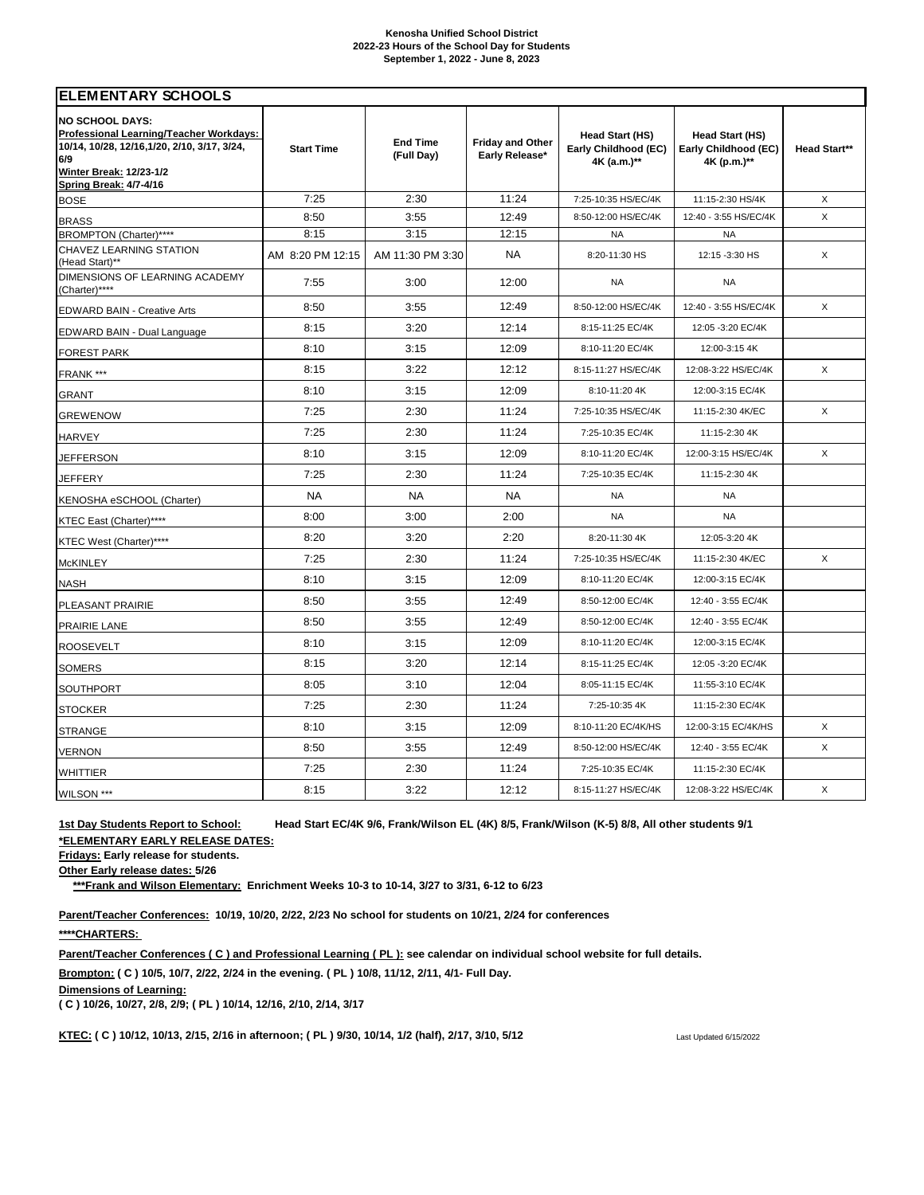**Kenosha Unified School District**
**2022-23 Hours of the School Day for Students**
**September 1, 2022 - June 8, 2023**

## ELEMENTARY SCHOOLS

| **NO SCHOOL DAYS:** **Professional Learning/Teacher Workdays:** 10/14, 10/28, 12/16,1/20, 2/10, 3/17, 3/24, 6/9 **Winter Break:** 12/23-1/2 **Spring Break:** 4/7-4/16 | Start Time | End Time (Full Day) | Friday and Other Early Release* | Head Start (HS) Early Childhood (EC) 4K (a.m.)** | Head Start (HS) Early Childhood (EC) 4K (p.m.)** | Head Start** |
|---|---|---|---|---|---|---|
| BOSE | 7:25 | 2:30 | 11:24 | 7:25-10:35 HS/EC/4K | 11:15-2:30 HS/4K | X |
| BRASS | 8:50 | 3:55 | 12:49 | 8:50-12:00 HS/EC/4K | 12:40 - 3:55 HS/EC/4K | X |
| BROMPTON (Charter)**** | 8:15 | 3:15 | 12:15 | NA | NA | |
| CHAVEZ LEARNING STATION (Head Start)** | AM 8:20 PM 12:15 | AM 11:30 PM 3:30 | NA | 8:20-11:30 HS | 12:15 -3:30 HS | X |
| DIMENSIONS OF LEARNING ACADEMY (Charter)**** | 7:55 | 3:00 | 12:00 | NA | NA | |
| EDWARD BAIN - Creative Arts | 8:50 | 3:55 | 12:49 | 8:50-12:00 HS/EC/4K | 12:40 - 3:55 HS/EC/4K | X |
| EDWARD BAIN - Dual Language | 8:15 | 3:20 | 12:14 | 8:15-11:25 EC/4K | 12:05 -3:20 EC/4K | |
| FOREST PARK | 8:10 | 3:15 | 12:09 | 8:10-11:20 EC/4K | 12:00-3:15 4K | |
| FRANK *** | 8:15 | 3:22 | 12:12 | 8:15-11:27 HS/EC/4K | 12:08-3:22 HS/EC/4K | X |
| GRANT | 8:10 | 3:15 | 12:09 | 8:10-11:20 4K | 12:00-3:15 EC/4K | |
| GREWENOW | 7:25 | 2:30 | 11:24 | 7:25-10:35 HS/EC/4K | 11:15-2:30 4K/EC | X |
| HARVEY | 7:25 | 2:30 | 11:24 | 7:25-10:35 EC/4K | 11:15-2:30 4K | |
| JEFFERSON | 8:10 | 3:15 | 12:09 | 8:10-11:20 EC/4K | 12:00-3:15 HS/EC/4K | X |
| JEFFERY | 7:25 | 2:30 | 11:24 | 7:25-10:35 EC/4K | 11:15-2:30 4K | |
| KENOSHA eSCHOOL (Charter) | NA | NA | NA | NA | NA | |
| KTEC East (Charter)**** | 8:00 | 3:00 | 2:00 | NA | NA | |
| KTEC West (Charter)**** | 8:20 | 3:20 | 2:20 | 8:20-11:30 4K | 12:05-3:20 4K | |
| McKINLEY | 7:25 | 2:30 | 11:24 | 7:25-10:35 HS/EC/4K | 11:15-2:30 4K/EC | X |
| NASH | 8:10 | 3:15 | 12:09 | 8:10-11:20 EC/4K | 12:00-3:15 EC/4K | |
| PLEASANT PRAIRIE | 8:50 | 3:55 | 12:49 | 8:50-12:00 EC/4K | 12:40 - 3:55 EC/4K | |
| PRAIRIE LANE | 8:50 | 3:55 | 12:49 | 8:50-12:00 EC/4K | 12:40 - 3:55 EC/4K | |
| ROOSEVELT | 8:10 | 3:15 | 12:09 | 8:10-11:20 EC/4K | 12:00-3:15 EC/4K | |
| SOMERS | 8:15 | 3:20 | 12:14 | 8:15-11:25 EC/4K | 12:05 -3:20 EC/4K | |
| SOUTHPORT | 8:05 | 3:10 | 12:04 | 8:05-11:15 EC/4K | 11:55-3:10 EC/4K | |
| STOCKER | 7:25 | 2:30 | 11:24 | 7:25-10:35 4K | 11:15-2:30 EC/4K | |
| STRANGE | 8:10 | 3:15 | 12:09 | 8:10-11:20 EC/4K/HS | 12:00-3:15 EC/4K/HS | X |
| VERNON | 8:50 | 3:55 | 12:49 | 8:50-12:00 HS/EC/4K | 12:40 - 3:55 EC/4K | X |
| WHITTIER | 7:25 | 2:30 | 11:24 | 7:25-10:35 EC/4K | 11:15-2:30 EC/4K | |
| WILSON *** | 8:15 | 3:22 | 12:12 | 8:15-11:27 HS/EC/4K | 12:08-3:22 HS/EC/4K | X |

**1st Day Students Report to School:** **Head Start EC/4K 9/6, Frank/Wilson EL (4K) 8/5, Frank/Wilson (K-5) 8/8, All other students 9/1**

***ELEMENTARY EARLY RELEASE DATES:**

**Fridays: Early release for students.**

**Other Early release dates: 5/26**

*****Frank and Wilson Elementary:** **Enrichment Weeks 10-3 to 10-14, 3/27 to 3/31, 6-12 to 6/23**

**Parent/Teacher Conferences:** **10/19, 10/20, 2/22, 2/23 No school for students on 10/21, 2/24 for conferences**

******CHARTERS:**

**Parent/Teacher Conferences ( C ) and Professional Learning ( PL ):** **see calendar on individual school website for full details.**

**Brompton:** **( C ) 10/5, 10/7, 2/22, 2/24 in the evening. ( PL ) 10/8, 11/12, 2/11, 4/1- Full Day.**

**Dimensions of Learning:**

**( C ) 10/26, 10/27, 2/8, 2/9; ( PL ) 10/14, 12/16, 2/10, 2/14, 3/17**

**KTEC:** **( C ) 10/12, 10/13, 2/15, 2/16 in afternoon; ( PL ) 9/30, 10/14, 1/2 (half), 2/17, 3/10, 5/12**

Last Updated 6/15/2022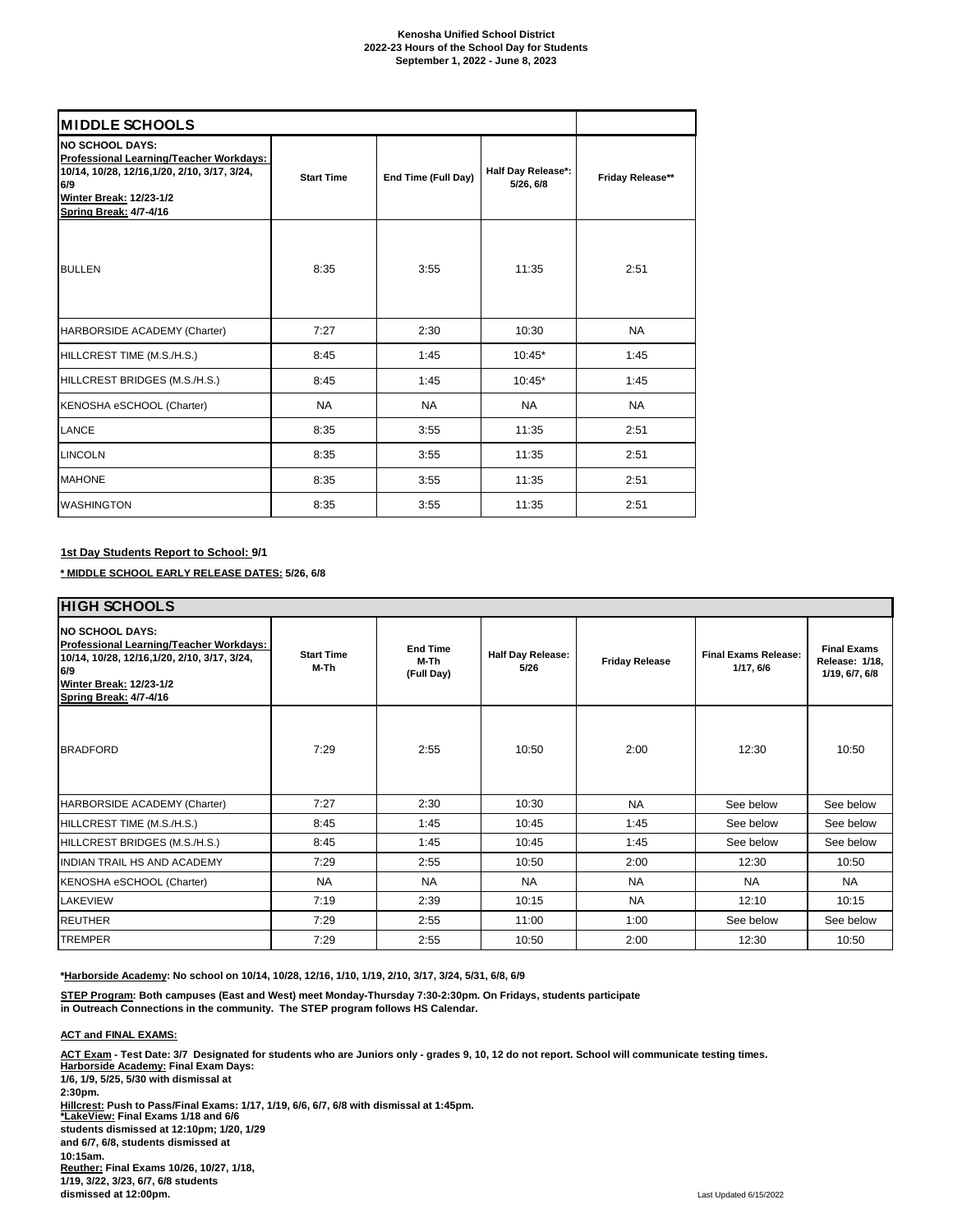**Kenosha Unified School District**
**2022-23 Hours of the School Day for Students**
**September 1, 2022 - June 8, 2023**

| **MIDDLE SCHOOLS** | | | | |
|---|---|---|---|---|
| **NO SCHOOL DAYS:** **Professional Learning/Teacher Workdays:** **10/14, 10/28, 12/16,1/20, 2/10, 3/17, 3/24, 6/9** **Winter Break: 12/23-1/2** **Spring Break: 4/7-4/16** | **Start Time** | **End Time (Full Day)** | **Half Day Release*: 5/26, 6/8** | **Friday Release**** |
| BULLEN | 8:35 | 3:55 | 11:35 | 2:51 |
| HARBORSIDE ACADEMY (Charter) | 7:27 | 2:30 | 10:30 | NA |
| HILLCREST TIME (M.S./H.S.) | 8:45 | 1:45 | 10:45* | 1:45 |
| HILLCREST BRIDGES (M.S./H.S.) | 8:45 | 1:45 | 10:45* | 1:45 |
| KENOSHA eSCHOOL (Charter) | NA | NA | NA | NA |
| LANCE | 8:35 | 3:55 | 11:35 | 2:51 |
| LINCOLN | 8:35 | 3:55 | 11:35 | 2:51 |
| MAHONE | 8:35 | 3:55 | 11:35 | 2:51 |
| WASHINGTON | 8:35 | 3:55 | 11:35 | 2:51 |

**1st Day Students Report to School: 9/1**

**\* MIDDLE SCHOOL EARLY RELEASE DATES: 5/26, 6/8**

| **HIGH SCHOOLS** | | | | | | |
|---|---|---|---|---|---|---|
| **NO SCHOOL DAYS:** **Professional Learning/Teacher Workdays:** **10/14, 10/28, 12/16,1/20, 2/10, 3/17, 3/24, 6/9** **Winter Break: 12/23-1/2** **Spring Break: 4/7-4/16** | **Start Time M-Th** | **End Time M-Th (Full Day)** | **Half Day Release: 5/26** | **Friday Release** | **Final Exams Release: 1/17, 6/6** | **Final Exams Release: 1/18, 1/19, 6/7, 6/8** |
| BRADFORD | 7:29 | 2:55 | 10:50 | 2:00 | 12:30 | 10:50 |
| HARBORSIDE ACADEMY (Charter) | 7:27 | 2:30 | 10:30 | NA | See below | See below |
| HILLCREST TIME (M.S./H.S.) | 8:45 | 1:45 | 10:45 | 1:45 | See below | See below |
| HILLCREST BRIDGES (M.S./H.S.) | 8:45 | 1:45 | 10:45 | 1:45 | See below | See below |
| INDIAN TRAIL HS AND ACADEMY | 7:29 | 2:55 | 10:50 | 2:00 | 12:30 | 10:50 |
| KENOSHA eSCHOOL (Charter) | NA | NA | NA | NA | NA | NA |
| LAKEVIEW | 7:19 | 2:39 | 10:15 | NA | 12:10 | 10:15 |
| REUTHER | 7:29 | 2:55 | 11:00 | 1:00 | See below | See below |
| TREMPER | 7:29 | 2:55 | 10:50 | 2:00 | 12:30 | 10:50 |

**\*Harborside Academy: No school on 10/14, 10/28, 12/16, 1/10, 1/19, 2/10, 3/17, 3/24, 5/31, 6/8, 6/9**

**STEP Program: Both campuses (East and West) meet Monday-Thursday 7:30-2:30pm. On Fridays, students participate in Outreach Connections in the community. The STEP program follows HS Calendar.**

**ACT and FINAL EXAMS:**

**ACT Exam - Test Date: 3/7 Designated for students who are Juniors only - grades 9, 10, 12 do not report. School will communicate testing times.**
**Harborside Academy: Final Exam Days: 1/6, 1/9, 5/25, 5/30 with dismissal at 2:30pm.**
**Hillcrest: Push to Pass/Final Exams: 1/17, 1/19, 6/6, 6/7, 6/8 with dismissal at 1:45pm.**
**\*LakeView: Final Exams 1/18 and 6/6 students dismissed at 12:10pm; 1/20, 1/29 and 6/7, 6/8, students dismissed at 10:15am.**
**Reuther: Final Exams 10/26, 10/27, 1/18, 1/19, 3/22, 3/23, 6/7, 6/8 students dismissed at 12:00pm.**

Last Updated 6/15/2022